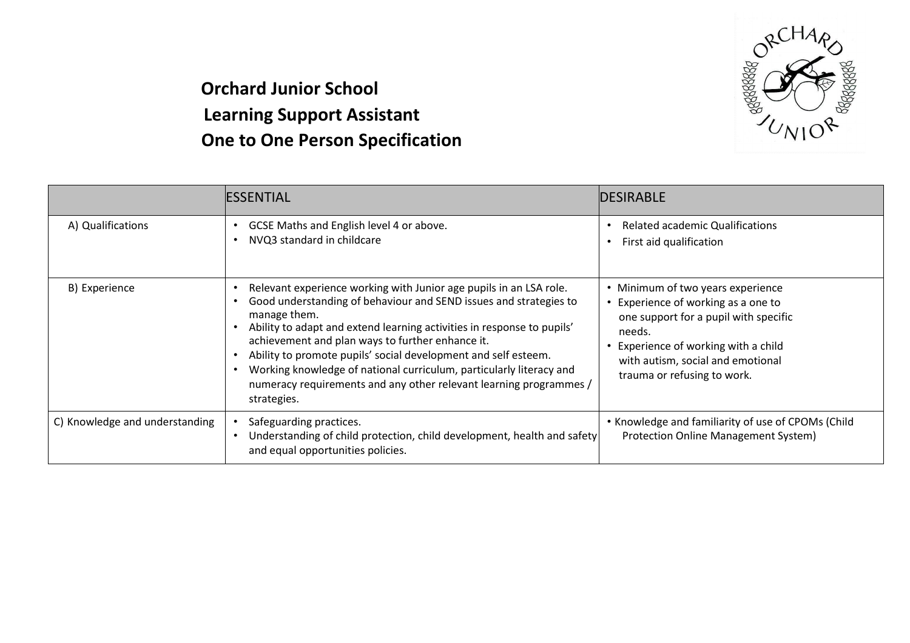# Orchard Junior School
## Learning Support Assistant
## One to One Person Specification

| | ESSENTIAL | DESIRABLE |
|---|---|---|
| A) Qualifications | • GCSE Maths and English level 4 or above.<br>• NVQ3 standard in childcare | • Related academic Qualifications<br>• First aid qualification |
| B) Experience | • Relevant experience working with Junior age pupils in an LSA role.<br>• Good understanding of behaviour and SEND issues and strategies to manage them.<br>• Ability to adapt and extend learning activities in response to pupils' achievement and plan ways to further enhance it.<br>• Ability to promote pupils' social development and self esteem.<br>• Working knowledge of national curriculum, particularly literacy and numeracy requirements and any other relevant learning programmes / strategies. | • Minimum of two years experience<br>• Experience of working as a one to one support for a pupil with specific needs.<br>• Experience of working with a child with autism, social and emotional trauma or refusing to work. |
| C) Knowledge and understanding | • Safeguarding practices.<br>• Understanding of child protection, child development, health and safety and equal opportunities policies. | • Knowledge and familiarity of use of CPOMs (Child Protection Online Management System) |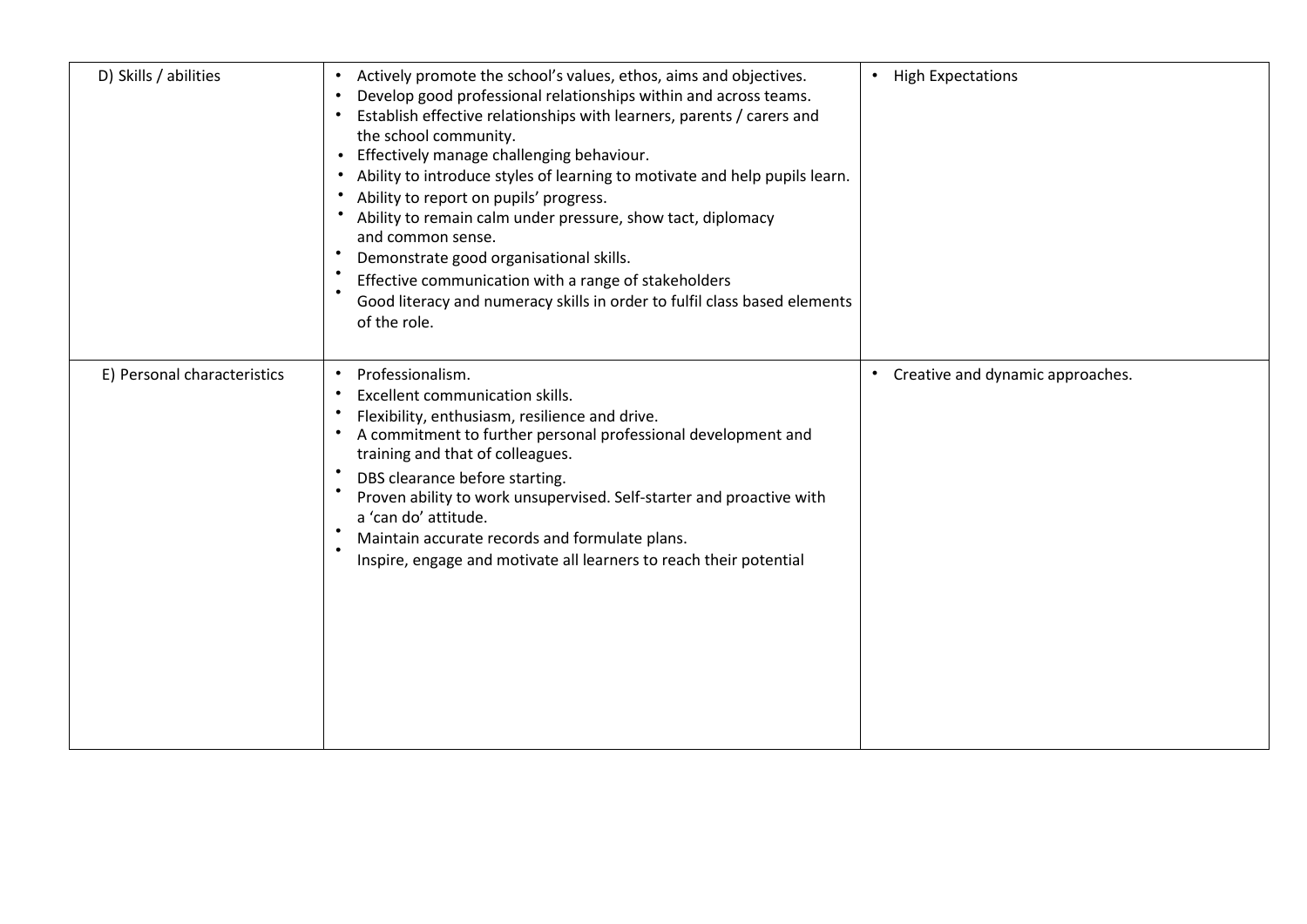| | | |
|---|---|---|
| D) Skills / abilities | • Actively promote the school's values, ethos, aims and objectives.<br>• Develop good professional relationships within and across teams.<br>• Establish effective relationships with learners, parents / carers and the school community.<br>• Effectively manage challenging behaviour.<br>• Ability to introduce styles of learning to motivate and help pupils learn.<br>• Ability to report on pupils' progress.<br>• Ability to remain calm under pressure, show tact, diplomacy and common sense.<br>• Demonstrate good organisational skills.<br>• Effective communication with a range of stakeholders<br>• Good literacy and numeracy skills in order to fulfil class based elements of the role. | • High Expectations |
| E) Personal characteristics | • Professionalism.<br>• Excellent communication skills.<br>• Flexibility, enthusiasm, resilience and drive.<br>• A commitment to further personal professional development and training and that of colleagues.<br>• DBS clearance before starting.<br>• Proven ability to work unsupervised. Self-starter and proactive with a 'can do' attitude.<br>• Maintain accurate records and formulate plans.<br>• Inspire, engage and motivate all learners to reach their potential | • Creative and dynamic approaches. |